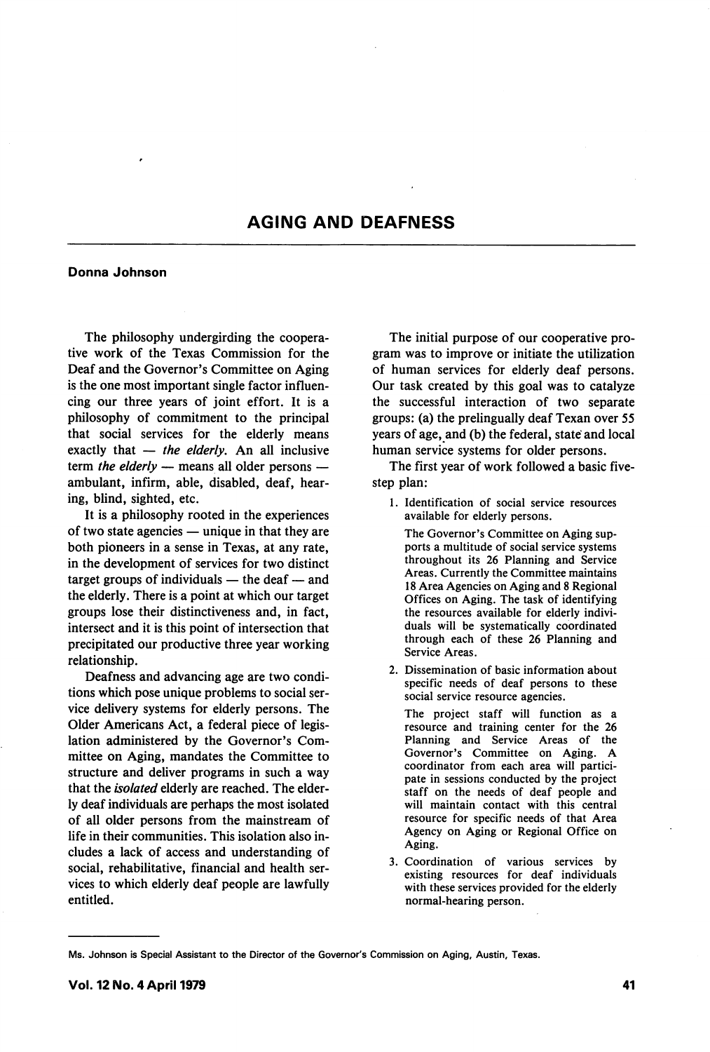# AGING AND DEAFNESS

**Donna Johnson**

The philosophy undergirding the cooperative work of the Texas Commission for the Deaf and the Governor's Committee on Aging is the one most important single factor influencing our three years of joint effort. It is a philosophy of commitment to the principal that social services for the elderly means exactly that — *the elderly*. An all inclusive term *the elderly* — means all older persons — ambulant, infirm, able, disabled, deaf, hearing, blind, sighted, etc.

It is a philosophy rooted in the experiences of two state agencies — unique in that they are both pioneers in a sense in Texas, at any rate, in the development of services for two distinct target groups of individuals — the deaf — and the elderly. There is a point at which our target groups lose their distinctiveness and, in fact, intersect and it is this point of intersection that precipitated our productive three year working relationship.

Deafness and advancing age are two conditions which pose unique problems to social service delivery systems for elderly persons. The Older Americans Act, a federal piece of legislation administered by the Governor's Committee on Aging, mandates the Committee to structure and deliver programs in such a way that the *isolated* elderly are reached. The elderly deaf individuals are perhaps the most isolated of all older persons from the mainstream of life in their communities. This isolation also includes a lack of access and understanding of social, rehabilitative, financial and health services to which elderly deaf people are lawfully entitled.

The initial purpose of our cooperative program was to improve or initiate the utilization of human services for elderly deaf persons. Our task created by this goal was to catalyze the successful interaction of two separate groups: (a) the prelingually deaf Texan over 55 years of age, and (b) the federal, state and local human service systems for older persons.

The first year of work followed a basic five-step plan:

1. Identification of social service resources available for elderly persons.

   The Governor's Committee on Aging supports a multitude of social service systems throughout its 26 Planning and Service Areas. Currently the Committee maintains 18 Area Agencies on Aging and 8 Regional Offices on Aging. The task of identifying the resources available for elderly individuals will be systematically coordinated through each of these 26 Planning and Service Areas.

2. Dissemination of basic information about specific needs of deaf persons to these social service resource agencies.

   The project staff will function as a resource and training center for the 26 Planning and Service Areas of the Governor's Committee on Aging. A coordinator from each area will participate in sessions conducted by the project staff on the needs of deaf people and will maintain contact with this central resource for specific needs of that Area Agency on Aging or Regional Office on Aging.

3. Coordination of various services by existing resources for deaf individuals with these services provided for the elderly normal-hearing person.

---

Ms. Johnson is Special Assistant to the Director of the Governor's Commission on Aging, Austin, Texas.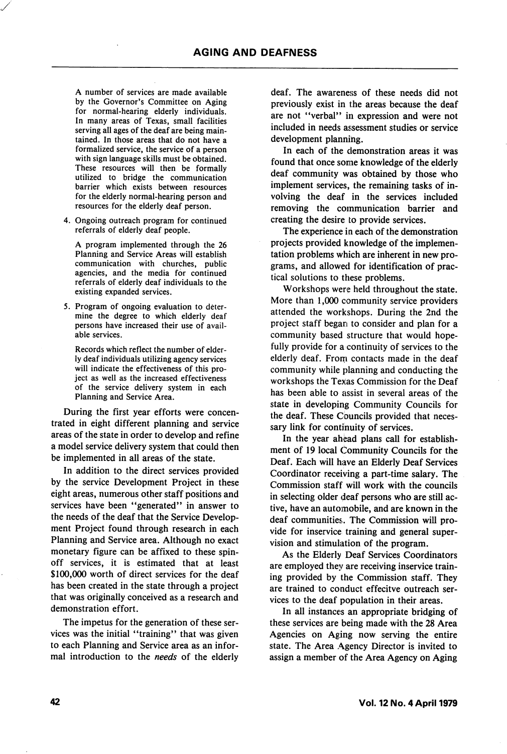A number of services are made available by the Governor's Committee on Aging for normal-hearing elderly individuals. In many areas of Texas, small facilities serving all ages of the deaf are being maintained. In those areas that do not have a formalized service, the service of a person with sign language skills must be obtained. These resources will then be formally utilized to bridge the communication barrier which exists between resources for the elderly normal-hearing person and resources for the elderly deaf person.

4. Ongoing outreach program for continued referrals of elderly deaf people.

   A program implemented through the 26 Planning and Service Areas will establish communication with churches, public agencies, and the media for continued referrals of elderly deaf individuals to the existing expanded services.

5. Program of ongoing evaluation to determine the degree to which elderly deaf persons have increased their use of available services.

   Records which reflect the number of elderly deaf individuals utilizing agency services will indicate the effectiveness of this project as well as the increased effectiveness of the service delivery system in each Planning and Service Area.

During the first year efforts were concentrated in eight different planning and service areas of the state in order to develop and refine a model service delivery system that could then be implemented in all areas of the state.

In addition to the direct services provided by the service Development Project in these eight areas, numerous other staff positions and services have been "generated" in answer to the needs of the deaf that the Service Development Project found through research in each Planning and Service area. Although no exact monetary figure can be affixed to these spin-off services, it is estimated that at least $100,000 worth of direct services for the deaf has been created in the state through a project that was originally conceived as a research and demonstration effort.

The impetus for the generation of these services was the initial "training" that was given to each Planning and Service area as an informal introduction to the *needs* of the elderly deaf. The awareness of these needs did not previously exist in the areas because the deaf are not "verbal" in expression and were not included in needs assessment studies or service development planning.

In each of the demonstration areas it was found that once some knowledge of the elderly deaf community was obtained by those who implement services, the remaining tasks of involving the deaf in the services included removing the communication barrier and creating the desire to provide services.

The experience in each of the demonstration projects provided knowledge of the implementation problems which are inherent in new programs, and allowed for identification of practical solutions to these problems.

Workshops were held throughout the state. More than 1,000 community service providers attended the workshops. During the 2nd the project staff began to consider and plan for a community based structure that would hopefully provide for a continuity of services to the elderly deaf. From contacts made in the deaf community while planning and conducting the workshops the Texas Commission for the Deaf has been able to assist in several areas of the state in developing Community Councils for the deaf. These Councils provided that necessary link for continuity of services.

In the year ahead plans call for establishment of 19 local Community Councils for the Deaf. Each will have an Elderly Deaf Services Coordinator receiving a part-time salary. The Commission staff will work with the councils in selecting older deaf persons who are still active, have an automobile, and are known in the deaf communities. The Commission will provide for inservice training and general supervision and stimulation of the program.

As the Elderly Deaf Services Coordinators are employed they are receiving inservice training provided by the Commission staff. They are trained to conduct effecitve outreach services to the deaf population in their areas.

In all instances an appropriate bridging of these services are being made with the 28 Area Agencies on Aging now serving the entire state. The Area Agency Director is invited to assign a member of the Area Agency on Aging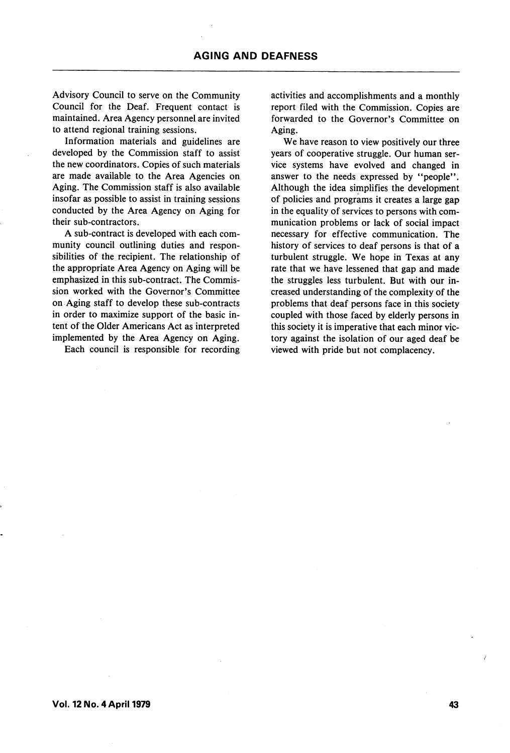Advisory Council to serve on the Community Council for the Deaf. Frequent contact is maintained. Area Agency personnel are invited to attend regional training sessions.

Information materials and guidelines are developed by the Commission staff to assist the new coordinators. Copies of such materials are made available to the Area Agencies on Aging. The Commission staff is also available insofar as possible to assist in training sessions conducted by the Area Agency on Aging for their sub-contractors.

A sub-contract is developed with each community council outlining duties and responsibilities of the recipient. The relationship of the appropriate Area Agency on Aging will be emphasized in this sub-contract. The Commission worked with the Governor's Committee on Aging staff to develop these sub-contracts in order to maximize support of the basic intent of the Older Americans Act as interpreted implemented by the Area Agency on Aging.

Each council is responsible for recording activities and accomplishments and a monthly report filed with the Commission. Copies are forwarded to the Governor's Committee on Aging.

We have reason to view positively our three years of cooperative struggle. Our human service systems have evolved and changed in answer to the needs expressed by "people". Although the idea simplifies the development of policies and programs it creates a large gap in the equality of services to persons with communication problems or lack of social impact necessary for effective communication. The history of services to deaf persons is that of a turbulent struggle. We hope in Texas at any rate that we have lessened that gap and made the struggles less turbulent. But with our increased understanding of the complexity of the problems that deaf persons face in this society coupled with those faced by elderly persons in this society it is imperative that each minor victory against the isolation of our aged deaf be viewed with pride but not complacency.